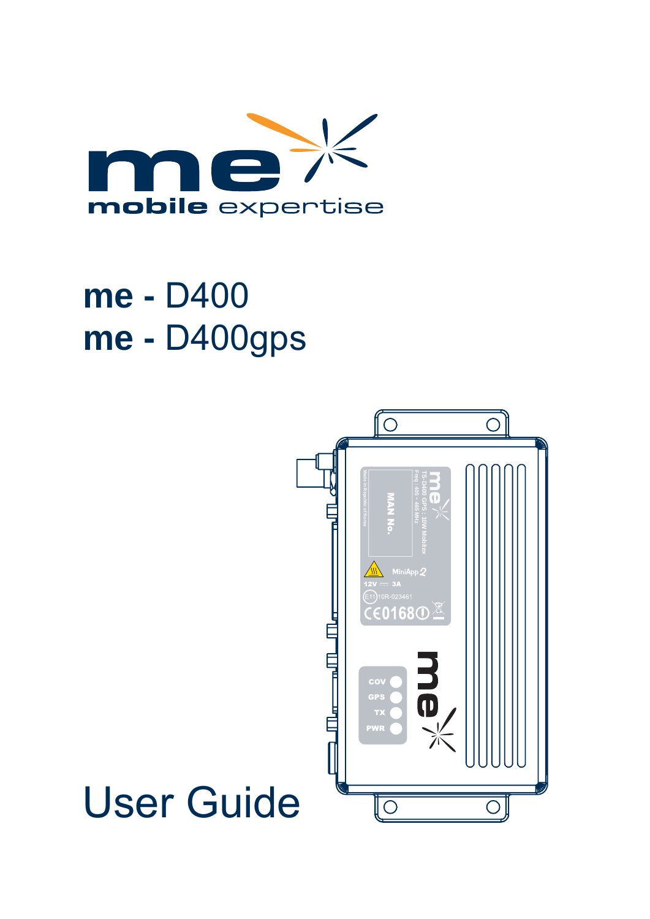me mobile expertise

# me - D400
# me - D400gps

# User Guide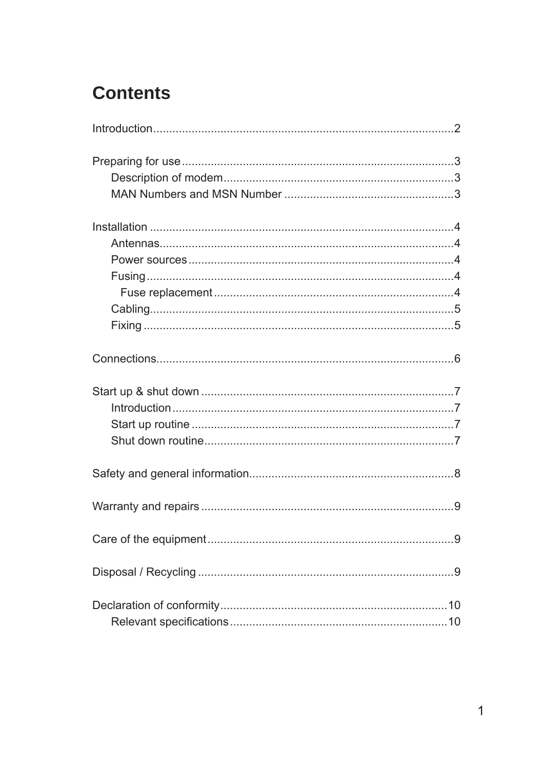# Contents

Introduction....................................................................................2

Preparing for use............................................................................3
- Description of modem.................................................................3
- MAN Numbers and MSN Number ...............................................3

Installation .......................................................................................4
- Antennas.....................................................................................4
- Power sources.............................................................................4
- Fusing..........................................................................................4
  - Fuse replacement...................................................................4
- Cabling.........................................................................................5
- Fixing ...........................................................................................5

Connections......................................................................................6

Start up & shut down .......................................................................7
- Introduction..................................................................................7
- Start up routine ............................................................................7
- Shut down routine.........................................................................7

Safety and general information.........................................................8

Warranty and repairs ........................................................................9

Care of the equipment.......................................................................9

Disposal / Recycling .........................................................................9

Declaration of conformity.................................................................10
- Relevant specifications..............................................................10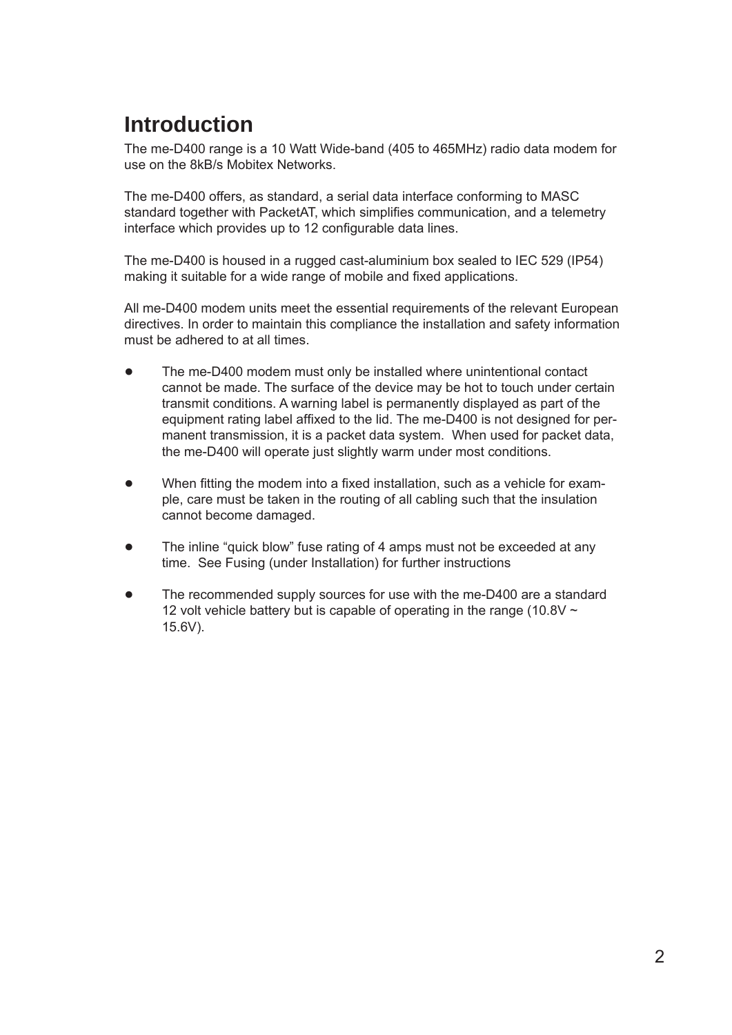# Introduction

The me-D400 range is a 10 Watt Wide-band (405 to 465MHz) radio data modem for use on the 8kB/s Mobitex Networks.

The me-D400 offers, as standard, a serial data interface conforming to MASC standard together with PacketAT, which simplifies communication, and a telemetry interface which provides up to 12 configurable data lines.

The me-D400 is housed in a rugged cast-aluminium box sealed to IEC 529 (IP54) making it suitable for a wide range of mobile and fixed applications.

All me-D400 modem units meet the essential requirements of the relevant European directives. In order to maintain this compliance the installation and safety information must be adhered to at all times.

- The me-D400 modem must only be installed where unintentional contact cannot be made. The surface of the device may be hot to touch under certain transmit conditions. A warning label is permanently displayed as part of the equipment rating label affixed to the lid. The me-D400 is not designed for permanent transmission, it is a packet data system. When used for packet data, the me-D400 will operate just slightly warm under most conditions.

- When fitting the modem into a fixed installation, such as a vehicle for example, care must be taken in the routing of all cabling such that the insulation cannot become damaged.

- The inline "quick blow" fuse rating of 4 amps must not be exceeded at any time. See Fusing (under Installation) for further instructions

- The recommended supply sources for use with the me-D400 are a standard 12 volt vehicle battery but is capable of operating in the range (10.8V ~ 15.6V).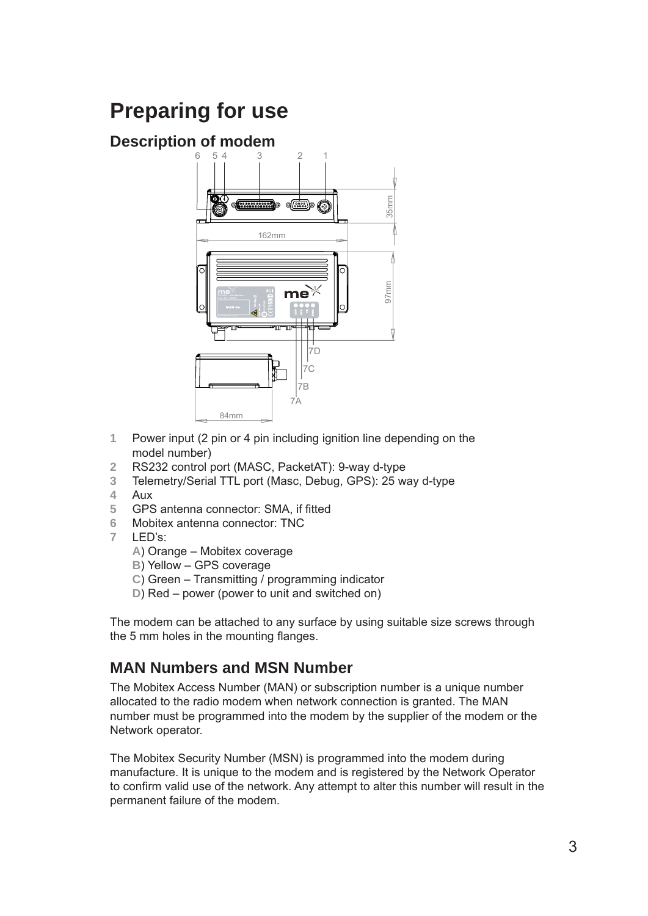# Preparing for use

## Description of modem

1. Power input (2 pin or 4 pin including ignition line depending on the model number)
2. RS232 control port (MASC, PacketAT): 9-way d-type
3. Telemetry/Serial TTL port (Masc, Debug, GPS): 25 way d-type
4. Aux
5. GPS antenna connector: SMA, if fitted
6. Mobitex antenna connector: TNC
7. LED's:
   - A) Orange – Mobitex coverage
   - B) Yellow – GPS coverage
   - C) Green – Transmitting / programming indicator
   - D) Red – power (power to unit and switched on)

The modem can be attached to any surface by using suitable size screws through the 5 mm holes in the mounting flanges.

## MAN Numbers and MSN Number

The Mobitex Access Number (MAN) or subscription number is a unique number allocated to the radio modem when network connection is granted. The MAN number must be programmed into the modem by the supplier of the modem or the Network operator.

The Mobitex Security Number (MSN) is programmed into the modem during manufacture. It is unique to the modem and is registered by the Network Operator to confirm valid use of the network. Any attempt to alter this number will result in the permanent failure of the modem.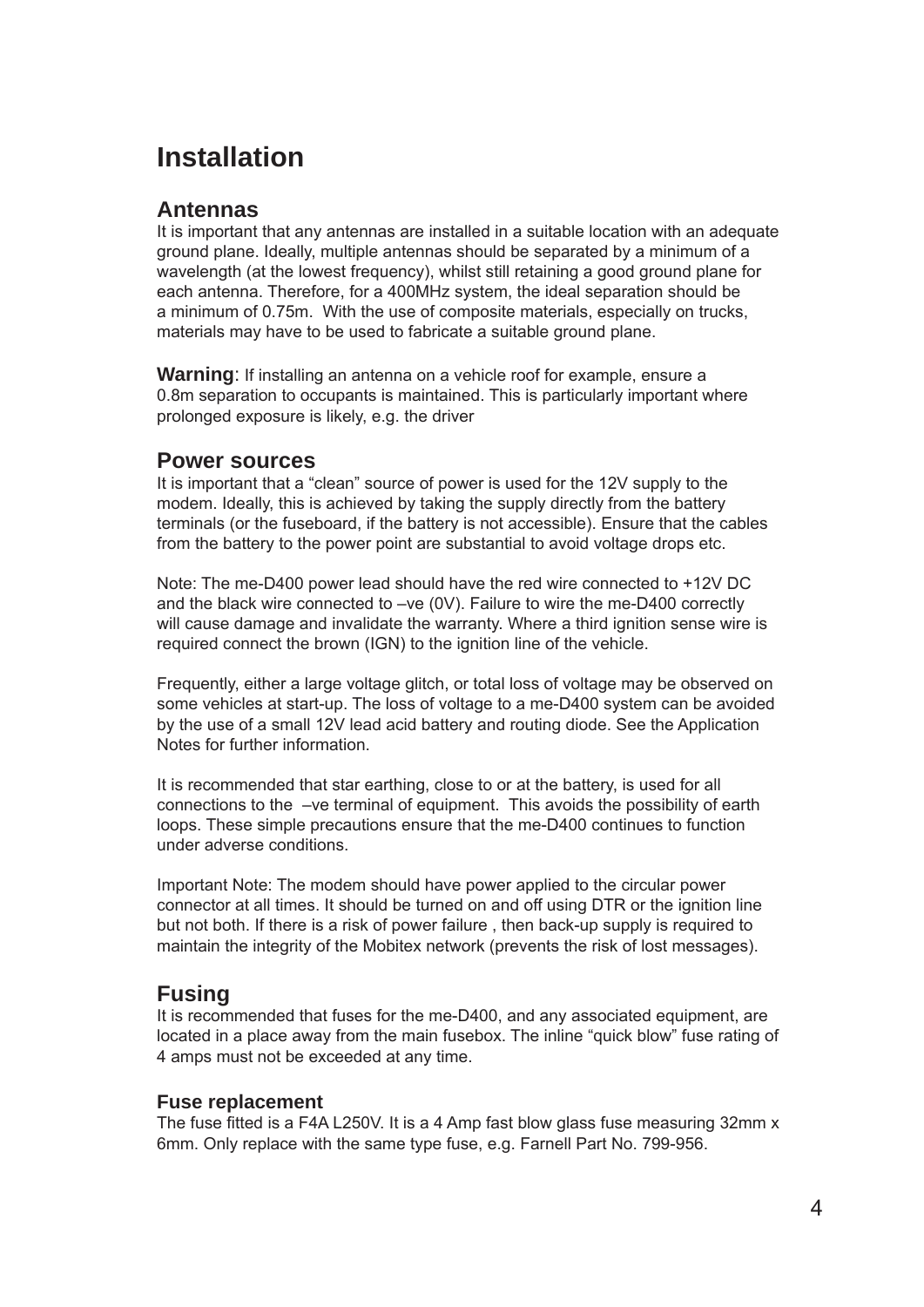# Installation

## Antennas

It is important that any antennas are installed in a suitable location with an adequate ground plane. Ideally, multiple antennas should be separated by a minimum of a wavelength (at the lowest frequency), whilst still retaining a good ground plane for each antenna. Therefore, for a 400MHz system, the ideal separation should be a minimum of 0.75m. With the use of composite materials, especially on trucks, materials may have to be used to fabricate a suitable ground plane.

**Warning**: If installing an antenna on a vehicle roof for example, ensure a 0.8m separation to occupants is maintained. This is particularly important where prolonged exposure is likely, e.g. the driver

## Power sources

It is important that a “clean” source of power is used for the 12V supply to the modem. Ideally, this is achieved by taking the supply directly from the battery terminals (or the fuseboard, if the battery is not accessible). Ensure that the cables from the battery to the power point are substantial to avoid voltage drops etc.

Note: The me-D400 power lead should have the red wire connected to +12V DC and the black wire connected to –ve (0V). Failure to wire the me-D400 correctly will cause damage and invalidate the warranty. Where a third ignition sense wire is required connect the brown (IGN) to the ignition line of the vehicle.

Frequently, either a large voltage glitch, or total loss of voltage may be observed on some vehicles at start-up. The loss of voltage to a me-D400 system can be avoided by the use of a small 12V lead acid battery and routing diode. See the Application Notes for further information.

It is recommended that star earthing, close to or at the battery, is used for all connections to the –ve terminal of equipment. This avoids the possibility of earth loops. These simple precautions ensure that the me-D400 continues to function under adverse conditions.

Important Note: The modem should have power applied to the circular power connector at all times. It should be turned on and off using DTR or the ignition line but not both. If there is a risk of power failure , then back-up supply is required to maintain the integrity of the Mobitex network (prevents the risk of lost messages).

## Fusing

It is recommended that fuses for the me-D400, and any associated equipment, are located in a place away from the main fusebox. The inline “quick blow” fuse rating of 4 amps must not be exceeded at any time.

### Fuse replacement

The fuse fitted is a F4A L250V. It is a 4 Amp fast blow glass fuse measuring 32mm x 6mm. Only replace with the same type fuse, e.g. Farnell Part No. 799-956.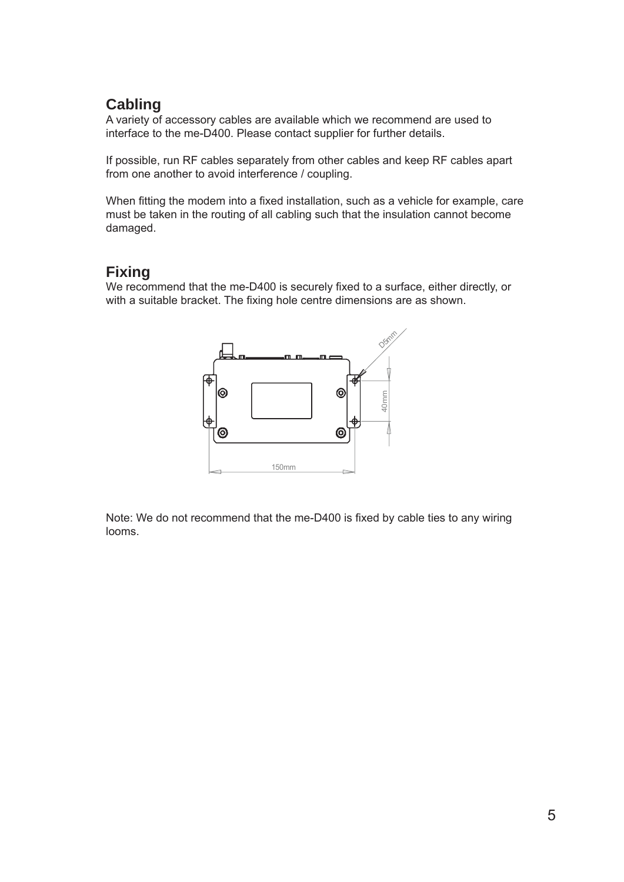## Cabling

A variety of accessory cables are available which we recommend are used to interface to the me-D400. Please contact supplier for further details.

If possible, run RF cables separately from other cables and keep RF cables apart from one another to avoid interference / coupling.

When fitting the modem into a fixed installation, such as a vehicle for example, care must be taken in the routing of all cabling such that the insulation cannot become damaged.

## Fixing

We recommend that the me-D400 is securely fixed to a surface, either directly, or with a suitable bracket. The fixing hole centre dimensions are as shown.

Note: We do not recommend that the me-D400 is fixed by cable ties to any wiring looms.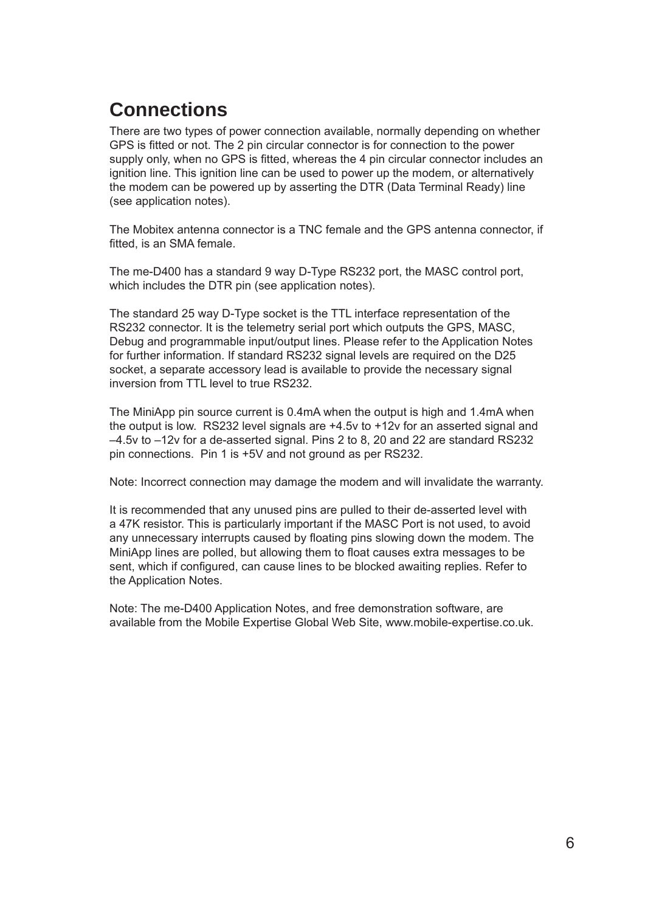# Connections

There are two types of power connection available, normally depending on whether GPS is fitted or not. The 2 pin circular connector is for connection to the power supply only, when no GPS is fitted, whereas the 4 pin circular connector includes an ignition line. This ignition line can be used to power up the modem, or alternatively the modem can be powered up by asserting the DTR (Data Terminal Ready) line (see application notes).

The Mobitex antenna connector is a TNC female and the GPS antenna connector, if fitted, is an SMA female.

The me-D400 has a standard 9 way D-Type RS232 port, the MASC control port, which includes the DTR pin (see application notes).

The standard 25 way D-Type socket is the TTL interface representation of the RS232 connector. It is the telemetry serial port which outputs the GPS, MASC, Debug and programmable input/output lines. Please refer to the Application Notes for further information. If standard RS232 signal levels are required on the D25 socket, a separate accessory lead is available to provide the necessary signal inversion from TTL level to true RS232.

The MiniApp pin source current is 0.4mA when the output is high and 1.4mA when the output is low. RS232 level signals are +4.5v to +12v for an asserted signal and –4.5v to –12v for a de-asserted signal. Pins 2 to 8, 20 and 22 are standard RS232 pin connections. Pin 1 is +5V and not ground as per RS232.

Note: Incorrect connection may damage the modem and will invalidate the warranty.

It is recommended that any unused pins are pulled to their de-asserted level with a 47K resistor. This is particularly important if the MASC Port is not used, to avoid any unnecessary interrupts caused by floating pins slowing down the modem. The MiniApp lines are polled, but allowing them to float causes extra messages to be sent, which if configured, can cause lines to be blocked awaiting replies. Refer to the Application Notes.

Note: The me-D400 Application Notes, and free demonstration software, are available from the Mobile Expertise Global Web Site, www.mobile-expertise.co.uk.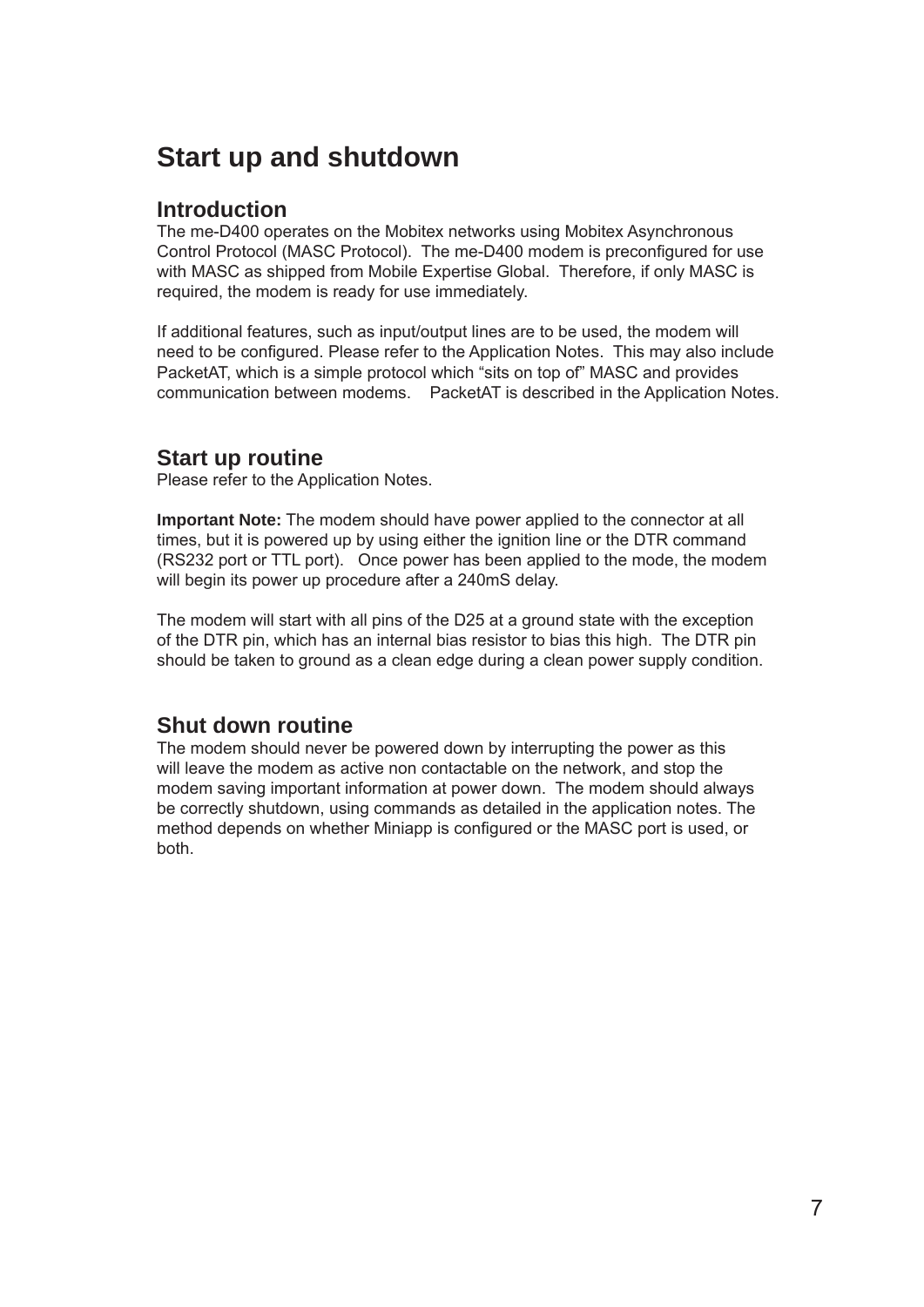# Start up and shutdown

## Introduction

The me-D400 operates on the Mobitex networks using Mobitex Asynchronous Control Protocol (MASC Protocol). The me-D400 modem is preconfigured for use with MASC as shipped from Mobile Expertise Global. Therefore, if only MASC is required, the modem is ready for use immediately.

If additional features, such as input/output lines are to be used, the modem will need to be configured. Please refer to the Application Notes. This may also include PacketAT, which is a simple protocol which "sits on top of" MASC and provides communication between modems. PacketAT is described in the Application Notes.

## Start up routine

Please refer to the Application Notes.

**Important Note:** The modem should have power applied to the connector at all times, but it is powered up by using either the ignition line or the DTR command (RS232 port or TTL port). Once power has been applied to the mode, the modem will begin its power up procedure after a 240mS delay.

The modem will start with all pins of the D25 at a ground state with the exception of the DTR pin, which has an internal bias resistor to bias this high. The DTR pin should be taken to ground as a clean edge during a clean power supply condition.

## Shut down routine

The modem should never be powered down by interrupting the power as this will leave the modem as active non contactable on the network, and stop the modem saving important information at power down. The modem should always be correctly shutdown, using commands as detailed in the application notes. The method depends on whether Miniapp is configured or the MASC port is used, or both.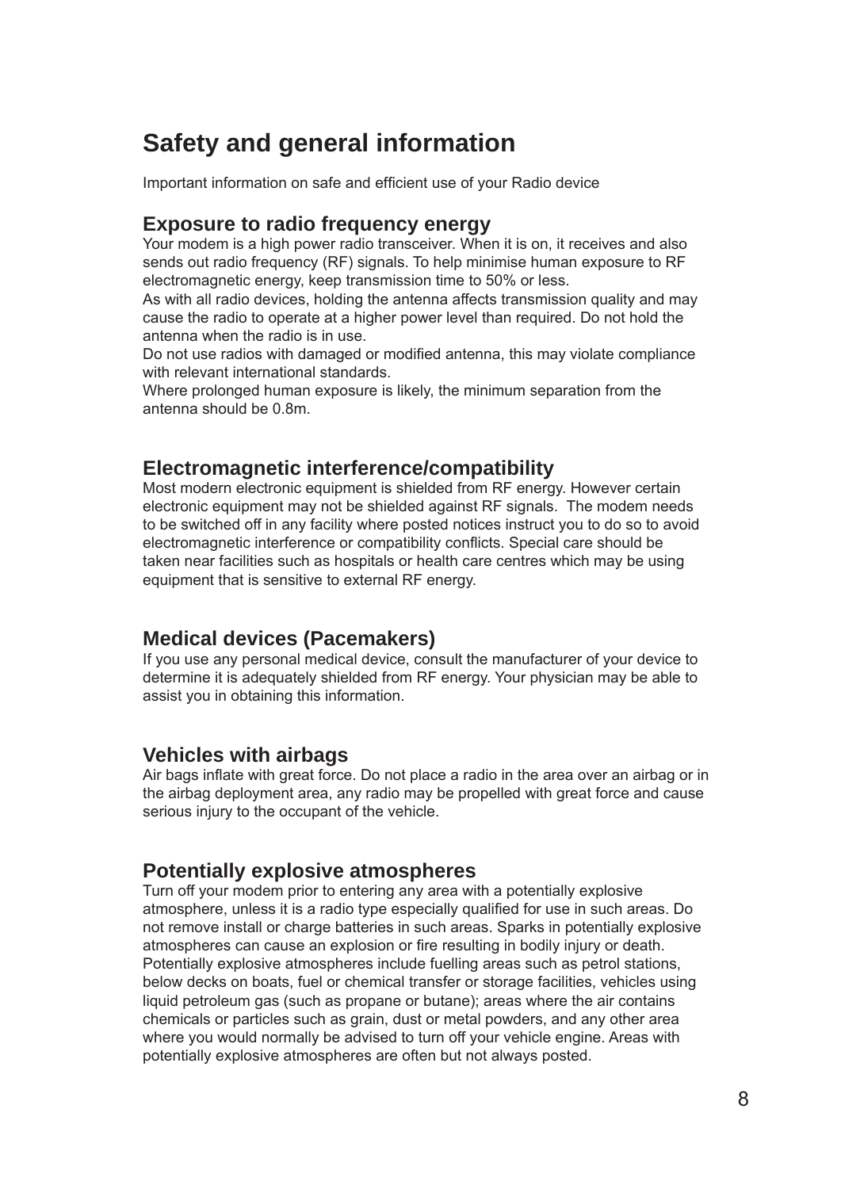# Safety and general information

Important information on safe and efficient use of your Radio device

## Exposure to radio frequency energy

Your modem is a high power radio transceiver. When it is on, it receives and also sends out radio frequency (RF) signals. To help minimise human exposure to RF electromagnetic energy, keep transmission time to 50% or less.

As with all radio devices, holding the antenna affects transmission quality and may cause the radio to operate at a higher power level than required. Do not hold the antenna when the radio is in use.

Do not use radios with damaged or modified antenna, this may violate compliance with relevant international standards.

Where prolonged human exposure is likely, the minimum separation from the antenna should be 0.8m.

## Electromagnetic interference/compatibility

Most modern electronic equipment is shielded from RF energy. However certain electronic equipment may not be shielded against RF signals. The modem needs to be switched off in any facility where posted notices instruct you to do so to avoid electromagnetic interference or compatibility conflicts. Special care should be taken near facilities such as hospitals or health care centres which may be using equipment that is sensitive to external RF energy.

## Medical devices (Pacemakers)

If you use any personal medical device, consult the manufacturer of your device to determine it is adequately shielded from RF energy. Your physician may be able to assist you in obtaining this information.

## Vehicles with airbags

Air bags inflate with great force. Do not place a radio in the area over an airbag or in the airbag deployment area, any radio may be propelled with great force and cause serious injury to the occupant of the vehicle.

## Potentially explosive atmospheres

Turn off your modem prior to entering any area with a potentially explosive atmosphere, unless it is a radio type especially qualified for use in such areas. Do not remove install or charge batteries in such areas. Sparks in potentially explosive atmospheres can cause an explosion or fire resulting in bodily injury or death. Potentially explosive atmospheres include fuelling areas such as petrol stations, below decks on boats, fuel or chemical transfer or storage facilities, vehicles using liquid petroleum gas (such as propane or butane); areas where the air contains chemicals or particles such as grain, dust or metal powders, and any other area where you would normally be advised to turn off your vehicle engine. Areas with potentially explosive atmospheres are often but not always posted.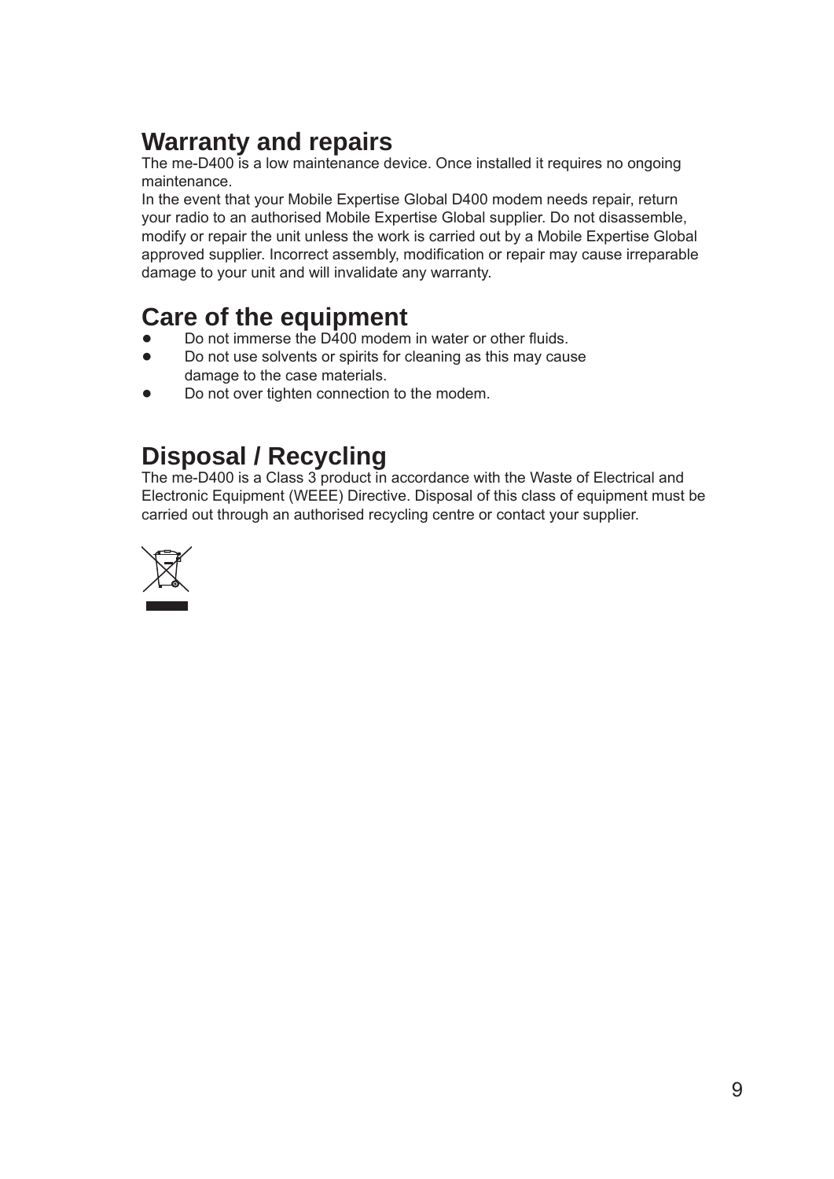## Warranty and repairs

The me-D400 is a low maintenance device. Once installed it requires no ongoing maintenance.
In the event that your Mobile Expertise Global D400 modem needs repair, return your radio to an authorised Mobile Expertise Global supplier. Do not disassemble, modify or repair the unit unless the work is carried out by a Mobile Expertise Global approved supplier. Incorrect assembly, modification or repair may cause irreparable damage to your unit and will invalidate any warranty.

## Care of the equipment

- Do not immerse the D400 modem in water or other fluids.
- Do not use solvents or spirits for cleaning as this may cause damage to the case materials.
- Do not over tighten connection to the modem.

## Disposal / Recycling

The me-D400 is a Class 3 product in accordance with the Waste of Electrical and Electronic Equipment (WEEE) Directive. Disposal of this class of equipment must be carried out through an authorised recycling centre or contact your supplier.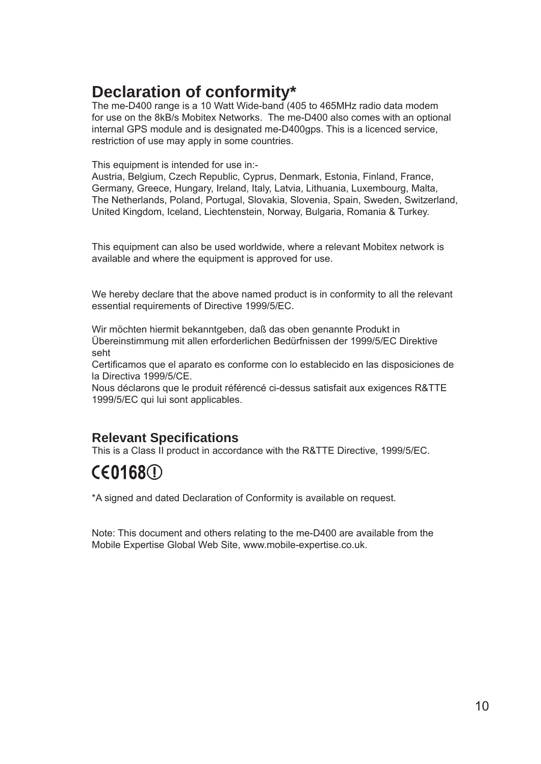# Declaration of conformity*

The me-D400 range is a 10 Watt Wide-band (405 to 465MHz radio data modem for use on the 8kB/s Mobitex Networks. The me-D400 also comes with an optional internal GPS module and is designated me-D400gps. This is a licenced service, restriction of use may apply in some countries.

This equipment is intended for use in:-
Austria, Belgium, Czech Republic, Cyprus, Denmark, Estonia, Finland, France, Germany, Greece, Hungary, Ireland, Italy, Latvia, Lithuania, Luxembourg, Malta, The Netherlands, Poland, Portugal, Slovakia, Slovenia, Spain, Sweden, Switzerland, United Kingdom, Iceland, Liechtenstein, Norway, Bulgaria, Romania & Turkey.

This equipment can also be used worldwide, where a relevant Mobitex network is available and where the equipment is approved for use.

We hereby declare that the above named product is in conformity to all the relevant essential requirements of Directive 1999/5/EC.

Wir möchten hiermit bekanntgeben, daß das oben genannte Produkt in Übereinstimmung mit allen erforderlichen Bedürfnissen der 1999/5/EC Direktive seht
Certificamos que el aparato es conforme con lo establecido en las disposiciones de la Directiva 1999/5/CE.
Nous déclarons que le produit référencé ci-dessus satisfait aux exigences R&TTE 1999/5/EC qui lui sont applicables.

## Relevant Specifications

This is a Class II product in accordance with the R&TTE Directive, 1999/5/EC.

CE0168 ⓘ

*A signed and dated Declaration of Conformity is available on request.

Note: This document and others relating to the me-D400 are available from the Mobile Expertise Global Web Site, www.mobile-expertise.co.uk.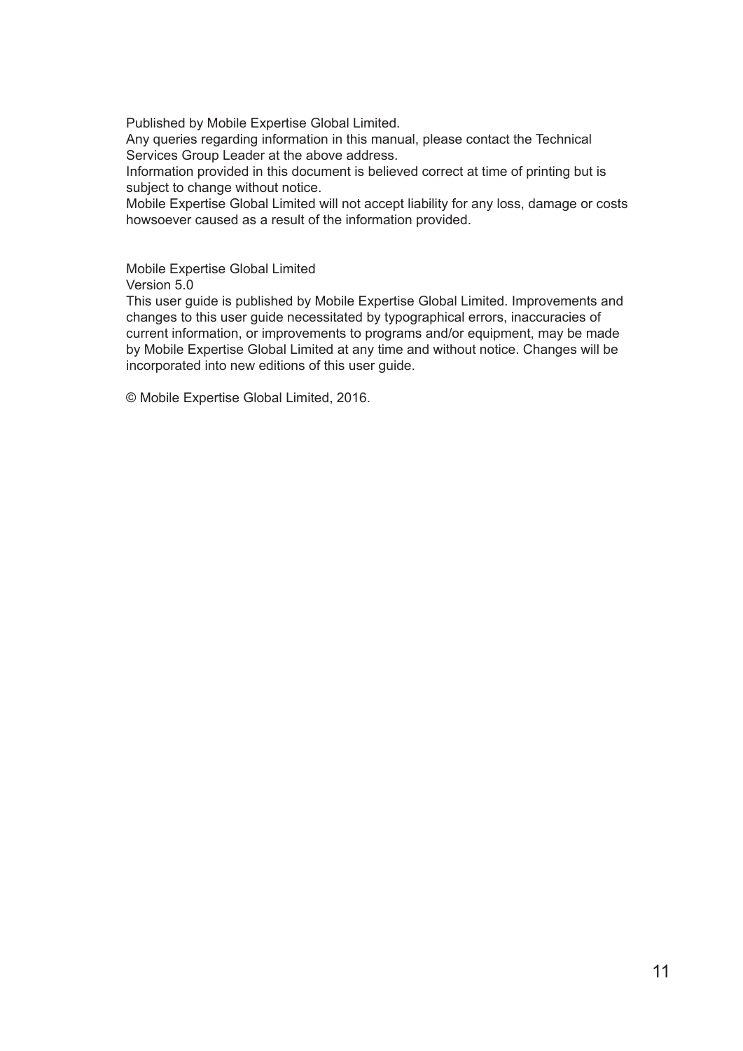Published by Mobile Expertise Global Limited.
Any queries regarding information in this manual, please contact the Technical Services Group Leader at the above address.
Information provided in this document is believed correct at time of printing but is subject to change without notice.
Mobile Expertise Global Limited will not accept liability for any loss, damage or costs howsoever caused as a result of the information provided.

Mobile Expertise Global Limited
Version 5.0
This user guide is published by Mobile Expertise Global Limited. Improvements and changes to this user guide necessitated by typographical errors, inaccuracies of current information, or improvements to programs and/or equipment, may be made by Mobile Expertise Global Limited at any time and without notice. Changes will be incorporated into new editions of this user guide.

© Mobile Expertise Global Limited, 2016.